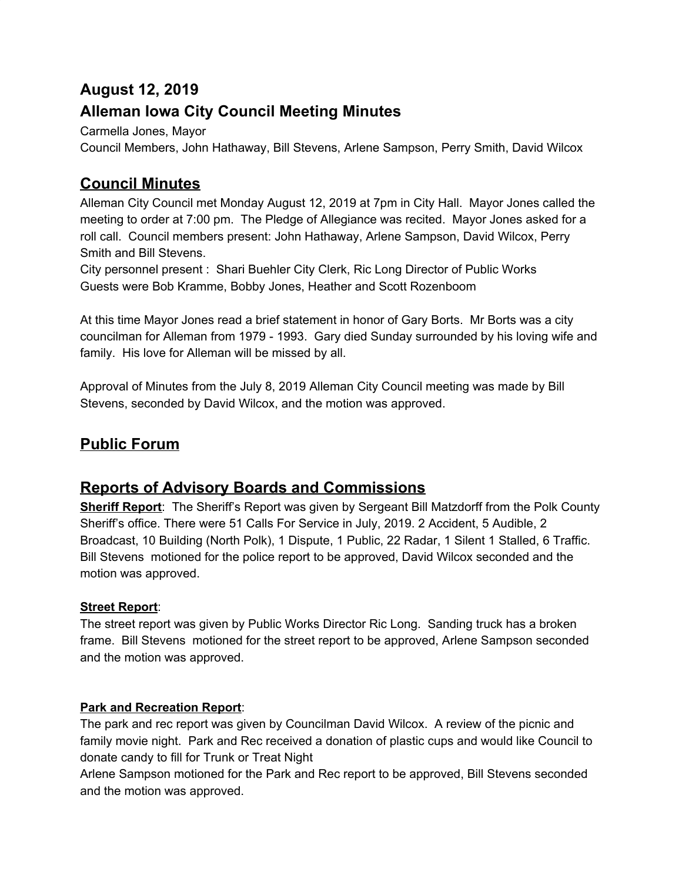## August 12, 2019

## Alleman Iowa City Council Meeting Minutes

Carmella Jones, Mayor
Council Members, John Hathaway, Bill Stevens, Arlene Sampson, Perry Smith, David Wilcox

## Council Minutes

Alleman City Council met Monday August 12, 2019 at 7pm in City Hall. Mayor Jones called the meeting to order at 7:00 pm. The Pledge of Allegiance was recited. Mayor Jones asked for a roll call. Council members present: John Hathaway, Arlene Sampson, David Wilcox, Perry Smith and Bill Stevens.
City personnel present : Shari Buehler City Clerk, Ric Long Director of Public Works
Guests were Bob Kramme, Bobby Jones, Heather and Scott Rozenboom

At this time Mayor Jones read a brief statement in honor of Gary Borts. Mr Borts was a city councilman for Alleman from 1979 - 1993. Gary died Sunday surrounded by his loving wife and family. His love for Alleman will be missed by all.

Approval of Minutes from the July 8, 2019 Alleman City Council meeting was made by Bill Stevens, seconded by David Wilcox, and the motion was approved.

## Public Forum

## Reports of Advisory Boards and Commissions

**Sheriff Report**: The Sheriff's Report was given by Sergeant Bill Matzdorff from the Polk County Sheriff's office. There were 51 Calls For Service in July, 2019. 2 Accident, 5 Audible, 2 Broadcast, 10 Building (North Polk), 1 Dispute, 1 Public, 22 Radar, 1 Silent 1 Stalled, 6 Traffic. Bill Stevens motioned for the police report to be approved, David Wilcox seconded and the motion was approved.

**Street Report**:
The street report was given by Public Works Director Ric Long. Sanding truck has a broken frame. Bill Stevens motioned for the street report to be approved, Arlene Sampson seconded and the motion was approved.

**Park and Recreation Report**:
The park and rec report was given by Councilman David Wilcox. A review of the picnic and family movie night. Park and Rec received a donation of plastic cups and would like Council to donate candy to fill for Trunk or Treat Night
Arlene Sampson motioned for the Park and Rec report to be approved, Bill Stevens seconded and the motion was approved.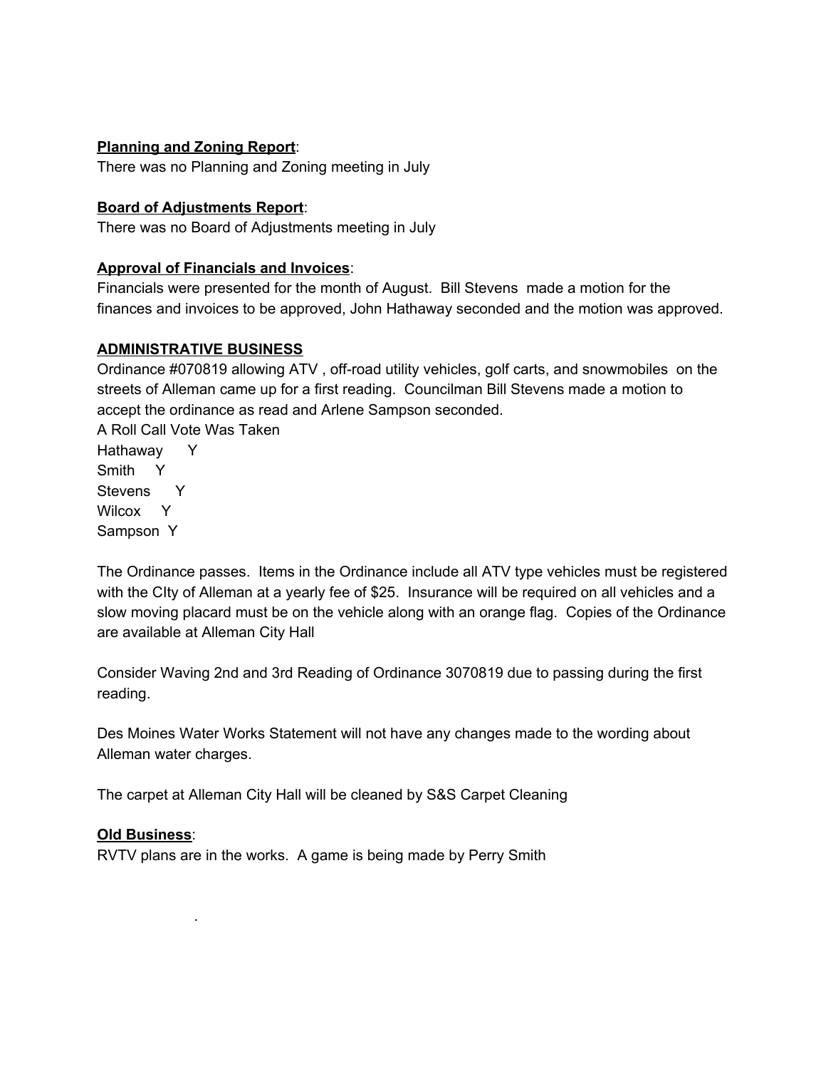**Planning and Zoning Report**:
There was no Planning and Zoning meeting in July

**Board of Adjustments Report**:
There was no Board of Adjustments meeting in July

**Approval of Financials and Invoices**:
Financials were presented for the month of August. Bill Stevens made a motion for the finances and invoices to be approved, John Hathaway seconded and the motion was approved.

**ADMINISTRATIVE BUSINESS**

Ordinance #070819 allowing ATV , off-road utility vehicles, golf carts, and snowmobiles on the streets of Alleman came up for a first reading. Councilman Bill Stevens made a motion to accept the ordinance as read and Arlene Sampson seconded.

A Roll Call Vote Was Taken

Hathaway Y
Smith Y
Stevens Y
Wilcox Y
Sampson Y

The Ordinance passes. Items in the Ordinance include all ATV type vehicles must be registered with the CIty of Alleman at a yearly fee of $25. Insurance will be required on all vehicles and a slow moving placard must be on the vehicle along with an orange flag. Copies of the Ordinance are available at Alleman City Hall

Consider Waving 2nd and 3rd Reading of Ordinance 3070819 due to passing during the first reading.

Des Moines Water Works Statement will not have any changes made to the wording about Alleman water charges.

The carpet at Alleman City Hall will be cleaned by S&S Carpet Cleaning

**Old Business**:
RVTV plans are in the works. A game is being made by Perry Smith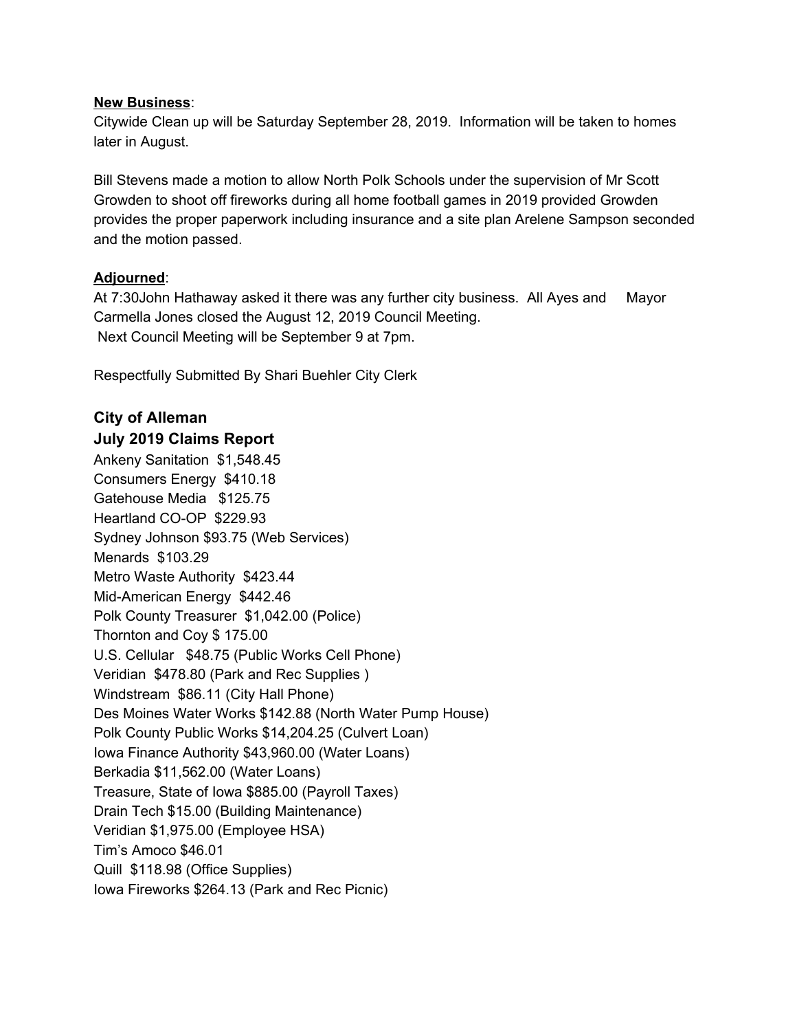**New Business**:

Citywide Clean up will be Saturday September 28, 2019. Information will be taken to homes later in August.

Bill Stevens made a motion to allow North Polk Schools under the supervision of Mr Scott Growden to shoot off fireworks during all home football games in 2019 provided Growden provides the proper paperwork including insurance and a site plan Arelene Sampson seconded and the motion passed.

**Adjourned**:

At 7:30John Hathaway asked it there was any further city business. All Ayes and Mayor Carmella Jones closed the August 12, 2019 Council Meeting.
Next Council Meeting will be September 9 at 7pm.

Respectfully Submitted By Shari Buehler City Clerk

### City of Alleman
### July 2019 Claims Report

Ankeny Sanitation $1,548.45
Consumers Energy $410.18
Gatehouse Media $125.75
Heartland CO-OP $229.93
Sydney Johnson $93.75 (Web Services)
Menards $103.29
Metro Waste Authority $423.44
Mid-American Energy $442.46
Polk County Treasurer $1,042.00 (Police)
Thornton and Coy $ 175.00
U.S. Cellular $48.75 (Public Works Cell Phone)
Veridian $478.80 (Park and Rec Supplies )
Windstream $86.11 (City Hall Phone)
Des Moines Water Works $142.88 (North Water Pump House)
Polk County Public Works $14,204.25 (Culvert Loan)
Iowa Finance Authority $43,960.00 (Water Loans)
Berkadia $11,562.00 (Water Loans)
Treasure, State of Iowa $885.00 (Payroll Taxes)
Drain Tech $15.00 (Building Maintenance)
Veridian $1,975.00 (Employee HSA)
Tim's Amoco $46.01
Quill $118.98 (Office Supplies)
Iowa Fireworks $264.13 (Park and Rec Picnic)